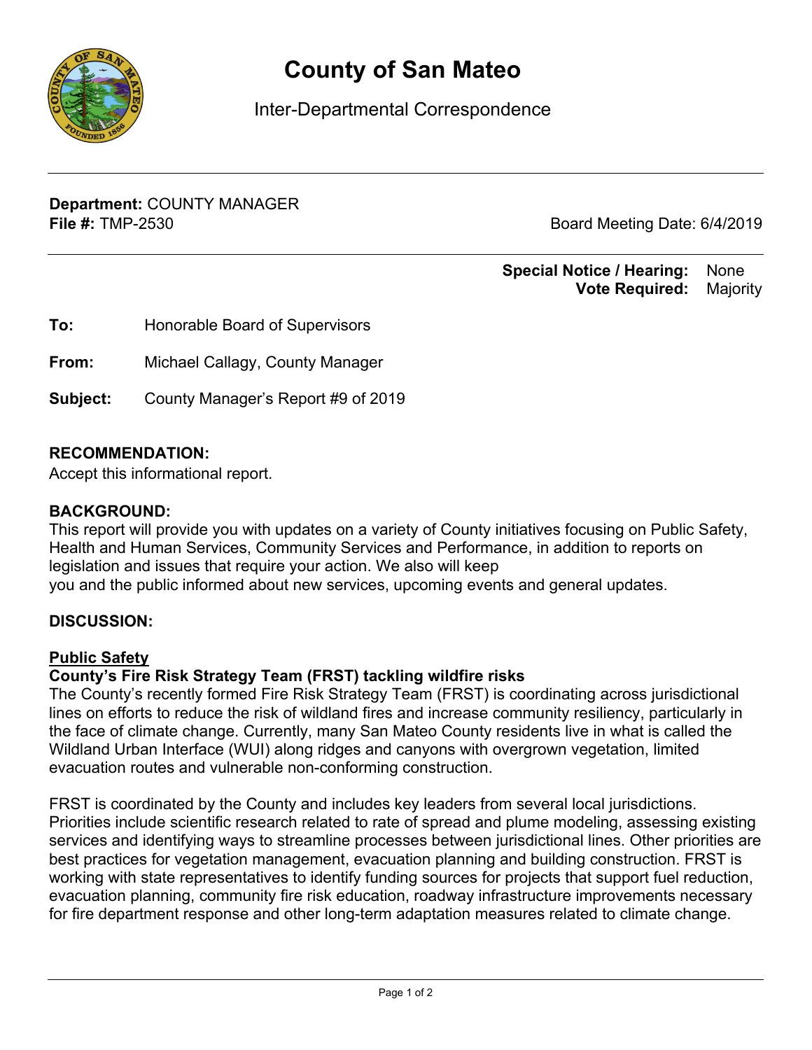# County of San Mateo

Inter-Departmental Correspondence

**Department:** COUNTY MANAGER
**File #:** TMP-2530

Board Meeting Date: 6/4/2019

**Special Notice / Hearing:** None
**Vote Required:** Majority

**To:** Honorable Board of Supervisors

**From:** Michael Callagy, County Manager

**Subject:** County Manager's Report #9 of 2019

## RECOMMENDATION:

Accept this informational report.

## BACKGROUND:

This report will provide you with updates on a variety of County initiatives focusing on Public Safety, Health and Human Services, Community Services and Performance, in addition to reports on legislation and issues that require your action. We also will keep
you and the public informed about new services, upcoming events and general updates.

## DISCUSSION:

### Public Safety

**County's Fire Risk Strategy Team (FRST) tackling wildfire risks**

The County's recently formed Fire Risk Strategy Team (FRST) is coordinating across jurisdictional lines on efforts to reduce the risk of wildland fires and increase community resiliency, particularly in the face of climate change. Currently, many San Mateo County residents live in what is called the Wildland Urban Interface (WUI) along ridges and canyons with overgrown vegetation, limited evacuation routes and vulnerable non-conforming construction.

FRST is coordinated by the County and includes key leaders from several local jurisdictions. Priorities include scientific research related to rate of spread and plume modeling, assessing existing services and identifying ways to streamline processes between jurisdictional lines. Other priorities are best practices for vegetation management, evacuation planning and building construction. FRST is working with state representatives to identify funding sources for projects that support fuel reduction, evacuation planning, community fire risk education, roadway infrastructure improvements necessary for fire department response and other long-term adaptation measures related to climate change.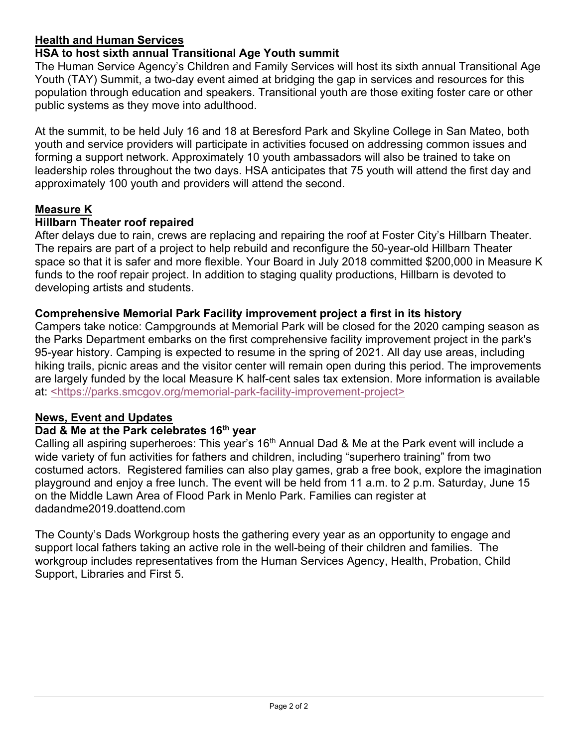## Health and Human Services

### HSA to host sixth annual Transitional Age Youth summit

The Human Service Agency's Children and Family Services will host its sixth annual Transitional Age Youth (TAY) Summit, a two-day event aimed at bridging the gap in services and resources for this population through education and speakers. Transitional youth are those exiting foster care or other public systems as they move into adulthood.

At the summit, to be held July 16 and 18 at Beresford Park and Skyline College in San Mateo, both youth and service providers will participate in activities focused on addressing common issues and forming a support network. Approximately 10 youth ambassadors will also be trained to take on leadership roles throughout the two days. HSA anticipates that 75 youth will attend the first day and approximately 100 youth and providers will attend the second.

## Measure K

### Hillbarn Theater roof repaired

After delays due to rain, crews are replacing and repairing the roof at Foster City's Hillbarn Theater. The repairs are part of a project to help rebuild and reconfigure the 50-year-old Hillbarn Theater space so that it is safer and more flexible. Your Board in July 2018 committed $200,000 in Measure K funds to the roof repair project. In addition to staging quality productions, Hillbarn is devoted to developing artists and students.

### Comprehensive Memorial Park Facility improvement project a first in its history

Campers take notice: Campgrounds at Memorial Park will be closed for the 2020 camping season as the Parks Department embarks on the first comprehensive facility improvement project in the park's 95-year history. Camping is expected to resume in the spring of 2021. All day use areas, including hiking trails, picnic areas and the visitor center will remain open during this period. The improvements are largely funded by the local Measure K half-cent sales tax extension. More information is available at: <https://parks.smcgov.org/memorial-park-facility-improvement-project>

## News, Event and Updates

### Dad & Me at the Park celebrates 16th year

Calling all aspiring superheroes: This year's 16th Annual Dad & Me at the Park event will include a wide variety of fun activities for fathers and children, including "superhero training" from two costumed actors. Registered families can also play games, grab a free book, explore the imagination playground and enjoy a free lunch. The event will be held from 11 a.m. to 2 p.m. Saturday, June 15 on the Middle Lawn Area of Flood Park in Menlo Park. Families can register at dadandme2019.doattend.com

The County's Dads Workgroup hosts the gathering every year as an opportunity to engage and support local fathers taking an active role in the well-being of their children and families. The workgroup includes representatives from the Human Services Agency, Health, Probation, Child Support, Libraries and First 5.